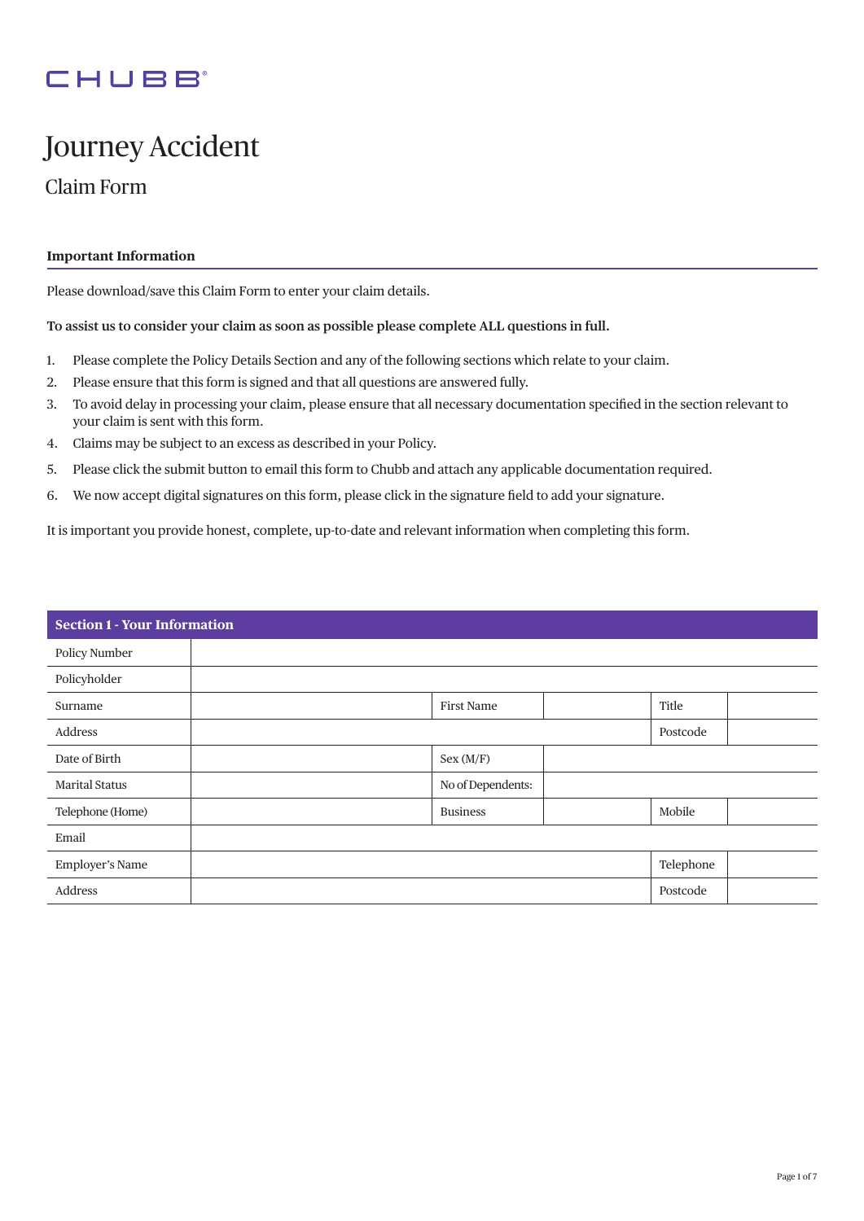CHUBB

# Journey Accident

## Claim Form

### Important Information

Please download/save this Claim Form to enter your claim details.

**To assist us to consider your claim as soon as possible please complete ALL questions in full.**

1. Please complete the Policy Details Section and any of the following sections which relate to your claim.
2. Please ensure that this form is signed and that all questions are answered fully.
3. To avoid delay in processing your claim, please ensure that all necessary documentation specified in the section relevant to your claim is sent with this form.
4. Claims may be subject to an excess as described in your Policy.
5. Please click the submit button to email this form to Chubb and attach any applicable documentation required.
6. We now accept digital signatures on this form, please click in the signature field to add your signature.

It is important you provide honest, complete, up-to-date and relevant information when completing this form.

| Section 1 - Your Information | | | | | |
|---|---|---|---|---|---|
| Policy Number | | | | | |
| Policyholder | | | | | |
| Surname | | First Name | | Title | |
| Address | | | | Postcode | |
| Date of Birth | | Sex (M/F) | | | |
| Marital Status | | No of Dependents: | | | |
| Telephone (Home) | | Business | | Mobile | |
| Email | | | | | |
| Employer's Name | | | | Telephone | |
| Address | | | | Postcode | |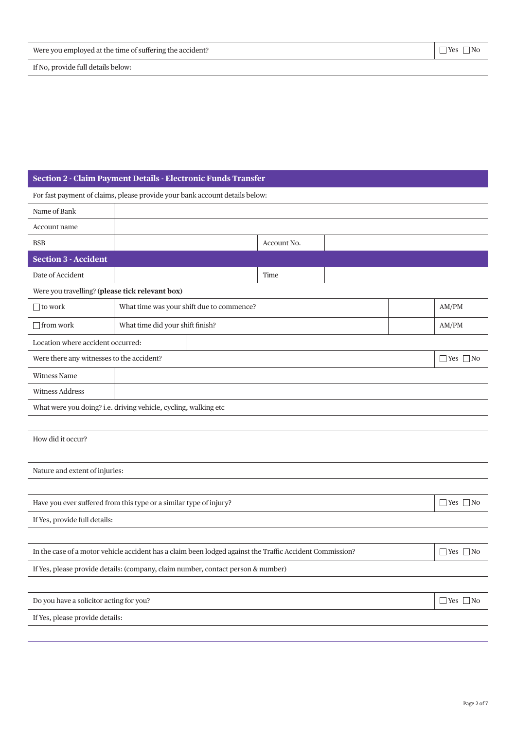| Were you employed at the time of suffering the accident? | ☐ Yes ☐ No |
|---|---|

If No, provide full details below:

## Section 2 - Claim Payment Details - Electronic Funds Transfer

For fast payment of claims, please provide your bank account details below:

| Name of Bank | | | |
|---|---|---|---|
| Account name | | | |
| BSB | | Account No. | |

## Section 3 - Accident

| Date of Accident | | Time | |
|---|---|---|---|

Were you travelling? **(please tick relevant box)**

| ☐ to work | What time was your shift due to commence? | | AM/PM |
|---|---|---|---|
| ☐ from work | What time did your shift finish? | | AM/PM |

| Location where accident occurred: | |
|---|---|

| Were there any witnesses to the accident? | ☐ Yes ☐ No |
|---|---|

| Witness Name | |
|---|---|
| Witness Address | |

What were you doing? i.e. driving vehicle, cycling, walking etc

How did it occur?

Nature and extent of injuries:

| Have you ever suffered from this type or a similar type of injury? | ☐ Yes ☐ No |
|---|---|

If Yes, provide full details:

| In the case of a motor vehicle accident has a claim been lodged against the Traffic Accident Commission? | ☐ Yes ☐ No |
|---|---|

If Yes, please provide details: (company, claim number, contact person & number)

| Do you have a solicitor acting for you? | ☐ Yes ☐ No |
|---|---|

If Yes, please provide details: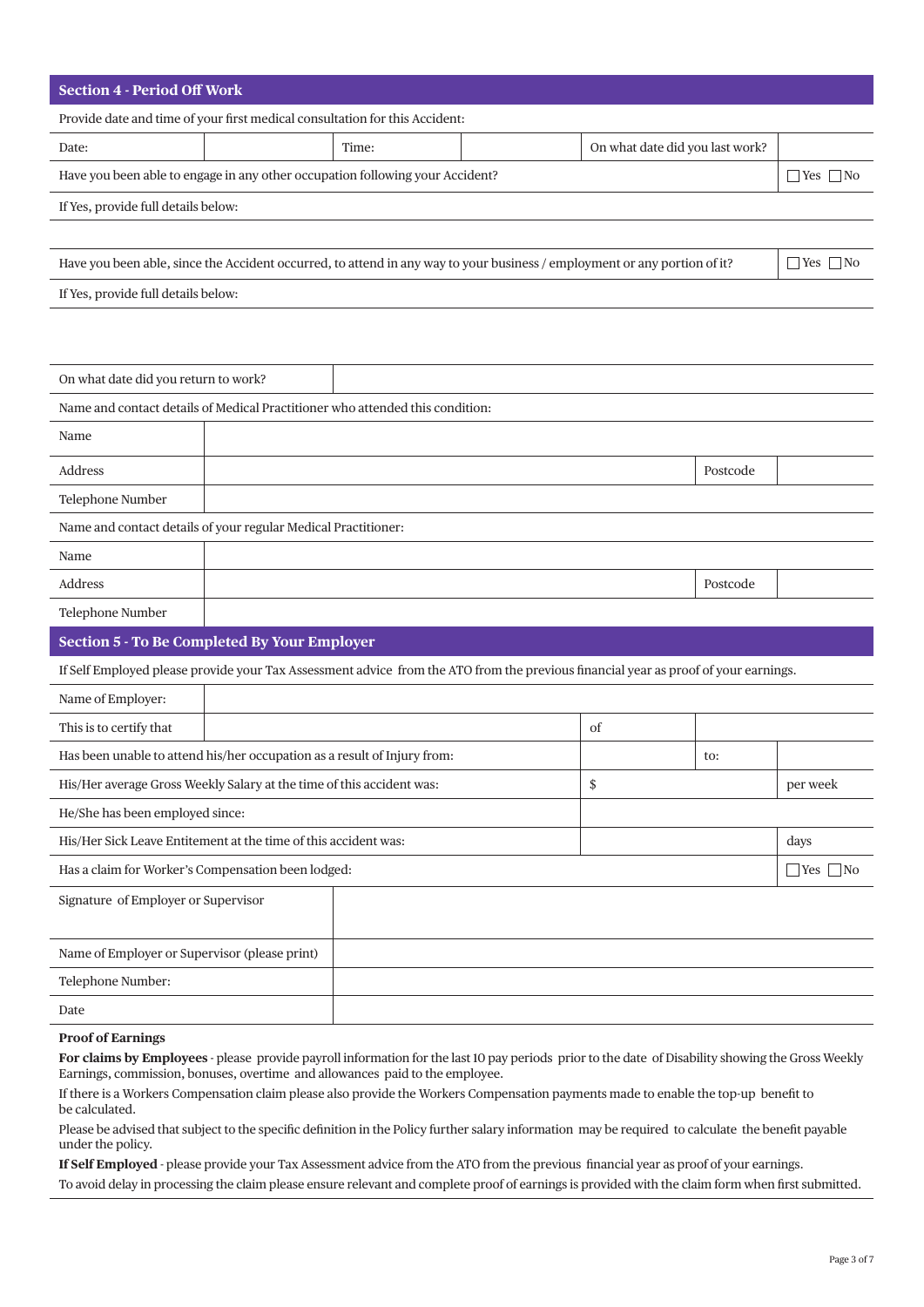## Section 4 - Period Off Work

Provide date and time of your first medical consultation for this Accident:

| Date: | | Time: | | On what date did you last work? | |
|---|---|---|---|---|---|

| Have you been able to engage in any other occupation following your Accident? | ☐ Yes ☐ No |
|---|---|

If Yes, provide full details below:

| Have you been able, since the Accident occurred, to attend in any way to your business / employment or any portion of it? | ☐ Yes ☐ No |
|---|---|

If Yes, provide full details below:

| On what date did you return to work? | |
|---|---|

Name and contact details of Medical Practitioner who attended this condition:

| Name | | | |
|---|---|---|---|
| Address | | Postcode | |
| Telephone Number | | | |

Name and contact details of your regular Medical Practitioner:

| Name | | | |
|---|---|---|---|
| Address | | Postcode | |
| Telephone Number | | | |

## Section 5 - To Be Completed By Your Employer

If Self Employed please provide your Tax Assessment advice from the ATO from the previous financial year as proof of your earnings.

| Name of Employer: | | | | |
|---|---|---|---|---|
| This is to certify that | | of | | |
| Has been unable to attend his/her occupation as a result of Injury from: | | | to: | |
| His/Her average Gross Weekly Salary at the time of this accident was: | | $ | | per week |
| He/She has been employed since: | | | | |
| His/Her Sick Leave Entitement at the time of this accident was: | | | | days |
| Has a claim for Worker's Compensation been lodged: | | | | ☐ Yes ☐ No |

| Signature of Employer or Supervisor | |
|---|---|
| Name of Employer or Supervisor (please print) | |
| Telephone Number: | |
| Date | |

**Proof of Earnings**

**For claims by Employees** - please provide payroll information for the last 10 pay periods prior to the date of Disability showing the Gross Weekly Earnings, commission, bonuses, overtime and allowances paid to the employee.

If there is a Workers Compensation claim please also provide the Workers Compensation payments made to enable the top-up benefit to be calculated.

Please be advised that subject to the specific definition in the Policy further salary information may be required to calculate the benefit payable under the policy.

**If Self Employed** - please provide your Tax Assessment advice from the ATO from the previous financial year as proof of your earnings.

To avoid delay in processing the claim please ensure relevant and complete proof of earnings is provided with the claim form when first submitted.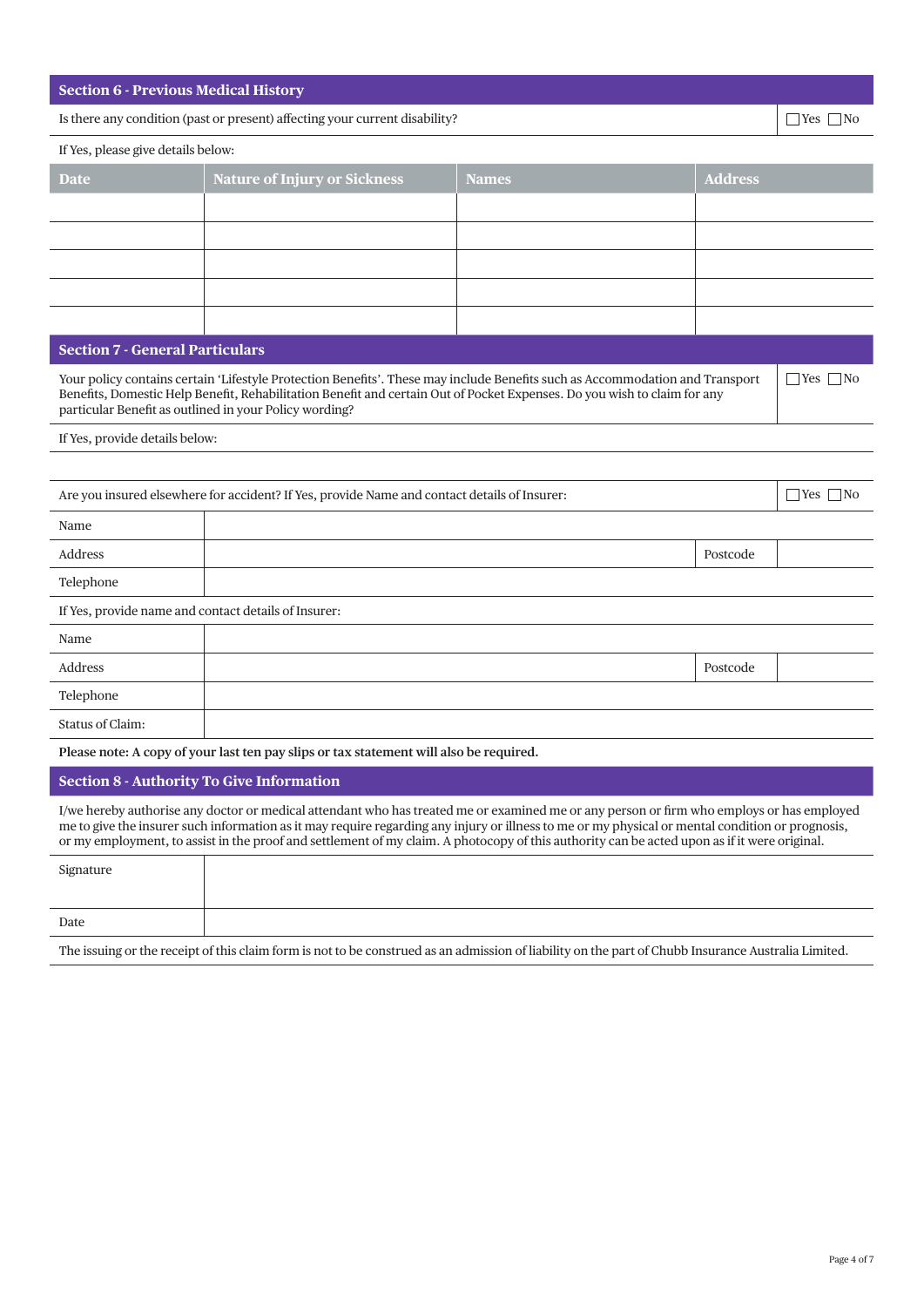## Section 6 - Previous Medical History

Is there any condition (past or present) affecting your current disability? ☐ Yes ☐ No

If Yes, please give details below:

| Date | Nature of Injury or Sickness | Names | Address |
|---|---|---|---|
| | | | |
| | | | |
| | | | |
| | | | |
| | | | |

## Section 7 - General Particulars

Your policy contains certain 'Lifestyle Protection Benefits'. These may include Benefits such as Accommodation and Transport Benefits, Domestic Help Benefit, Rehabilitation Benefit and certain Out of Pocket Expenses. Do you wish to claim for any particular Benefit as outlined in your Policy wording? ☐ Yes ☐ No

If Yes, provide details below:

Are you insured elsewhere for accident? If Yes, provide Name and contact details of Insurer: ☐ Yes ☐ No

| | | | |
|---|---|---|---|
| Name | | | |
| Address | | Postcode | |
| Telephone | | | |

If Yes, provide name and contact details of Insurer:

| | | | |
|---|---|---|---|
| Name | | | |
| Address | | Postcode | |
| Telephone | | | |
| Status of Claim: | | | |

**Please note: A copy of your last ten pay slips or tax statement will also be required.**

## Section 8 - Authority To Give Information

I/we hereby authorise any doctor or medical attendant who has treated me or examined me or any person or firm who employs or has employed me to give the insurer such information as it may require regarding any injury or illness to me or my physical or mental condition or prognosis, or my employment, to assist in the proof and settlement of my claim. A photocopy of this authority can be acted upon as if it were original.

| | |
|---|---|
| Signature | |
| Date | |

The issuing or the receipt of this claim form is not to be construed as an admission of liability on the part of Chubb Insurance Australia Limited.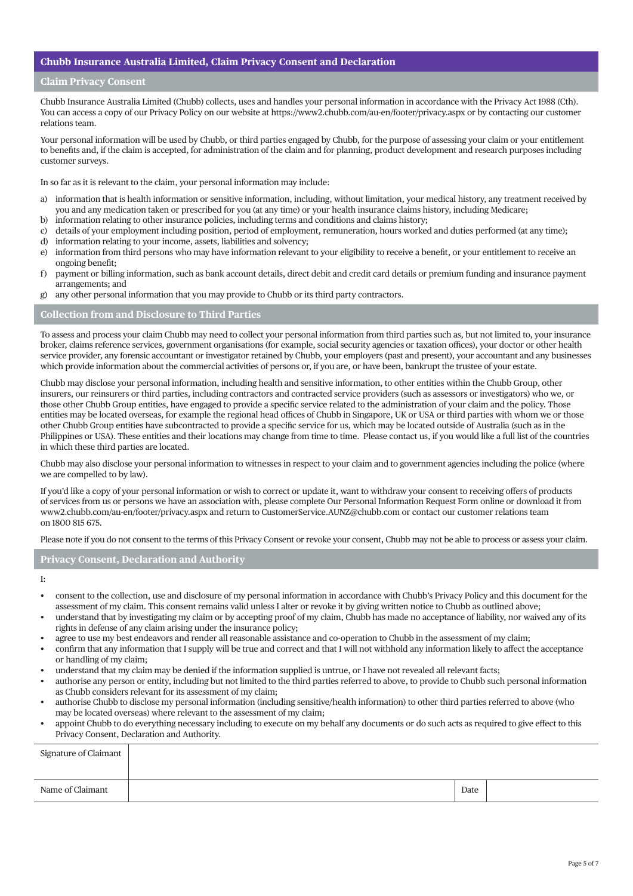## Chubb Insurance Australia Limited, Claim Privacy Consent and Declaration

### Claim Privacy Consent

Chubb Insurance Australia Limited (Chubb) collects, uses and handles your personal information in accordance with the Privacy Act 1988 (Cth). You can access a copy of our Privacy Policy on our website at https://www2.chubb.com/au-en/footer/privacy.aspx or by contacting our customer relations team.

Your personal information will be used by Chubb, or third parties engaged by Chubb, for the purpose of assessing your claim or your entitlement to benefits and, if the claim is accepted, for administration of the claim and for planning, product development and research purposes including customer surveys.

In so far as it is relevant to the claim, your personal information may include:

a) information that is health information or sensitive information, including, without limitation, your medical history, any treatment received by you and any medication taken or prescribed for you (at any time) or your health insurance claims history, including Medicare;
b) information relating to other insurance policies, including terms and conditions and claims history;
c) details of your employment including position, period of employment, remuneration, hours worked and duties performed (at any time);
d) information relating to your income, assets, liabilities and solvency;
e) information from third persons who may have information relevant to your eligibility to receive a benefit, or your entitlement to receive an ongoing benefit;
f) payment or billing information, such as bank account details, direct debit and credit card details or premium funding and insurance payment arrangements; and
g) any other personal information that you may provide to Chubb or its third party contractors.

### Collection from and Disclosure to Third Parties

To assess and process your claim Chubb may need to collect your personal information from third parties such as, but not limited to, your insurance broker, claims reference services, government organisations (for example, social security agencies or taxation offices), your doctor or other health service provider, any forensic accountant or investigator retained by Chubb, your employers (past and present), your accountant and any businesses which provide information about the commercial activities of persons or, if you are, or have been, bankrupt the trustee of your estate.

Chubb may disclose your personal information, including health and sensitive information, to other entities within the Chubb Group, other insurers, our reinsurers or third parties, including contractors and contracted service providers (such as assessors or investigators) who we, or those other Chubb Group entities, have engaged to provide a specific service related to the administration of your claim and the policy. Those entities may be located overseas, for example the regional head offices of Chubb in Singapore, UK or USA or third parties with whom we or those other Chubb Group entities have subcontracted to provide a specific service for us, which may be located outside of Australia (such as in the Philippines or USA). These entities and their locations may change from time to time. Please contact us, if you would like a full list of the countries in which these third parties are located.

Chubb may also disclose your personal information to witnesses in respect to your claim and to government agencies including the police (where we are compelled to by law).

If you'd like a copy of your personal information or wish to correct or update it, want to withdraw your consent to receiving offers of products of services from us or persons we have an association with, please complete Our Personal Information Request Form online or download it from www2.chubb.com/au-en/footer/privacy.aspx and return to CustomerService.AUNZ@chubb.com or contact our customer relations team on 1800 815 675.

Please note if you do not consent to the terms of this Privacy Consent or revoke your consent, Chubb may not be able to process or assess your claim.

### Privacy Consent, Declaration and Authority

I:

- consent to the collection, use and disclosure of my personal information in accordance with Chubb's Privacy Policy and this document for the assessment of my claim. This consent remains valid unless I alter or revoke it by giving written notice to Chubb as outlined above;
- understand that by investigating my claim or by accepting proof of my claim, Chubb has made no acceptance of liability, nor waived any of its rights in defense of any claim arising under the insurance policy;
- agree to use my best endeavors and render all reasonable assistance and co-operation to Chubb in the assessment of my claim;
- confirm that any information that I supply will be true and correct and that I will not withhold any information likely to affect the acceptance or handling of my claim;
- understand that my claim may be denied if the information supplied is untrue, or I have not revealed all relevant facts;
- authorise any person or entity, including but not limited to the third parties referred to above, to provide to Chubb such personal information as Chubb considers relevant for its assessment of my claim;
- authorise Chubb to disclose my personal information (including sensitive/health information) to other third parties referred to above (who may be located overseas) where relevant to the assessment of my claim;
- appoint Chubb to do everything necessary including to execute on my behalf any documents or do such acts as required to give effect to this Privacy Consent, Declaration and Authority.

| Signature of Claimant | | | |
|---|---|---|---|
| Name of Claimant | | Date | |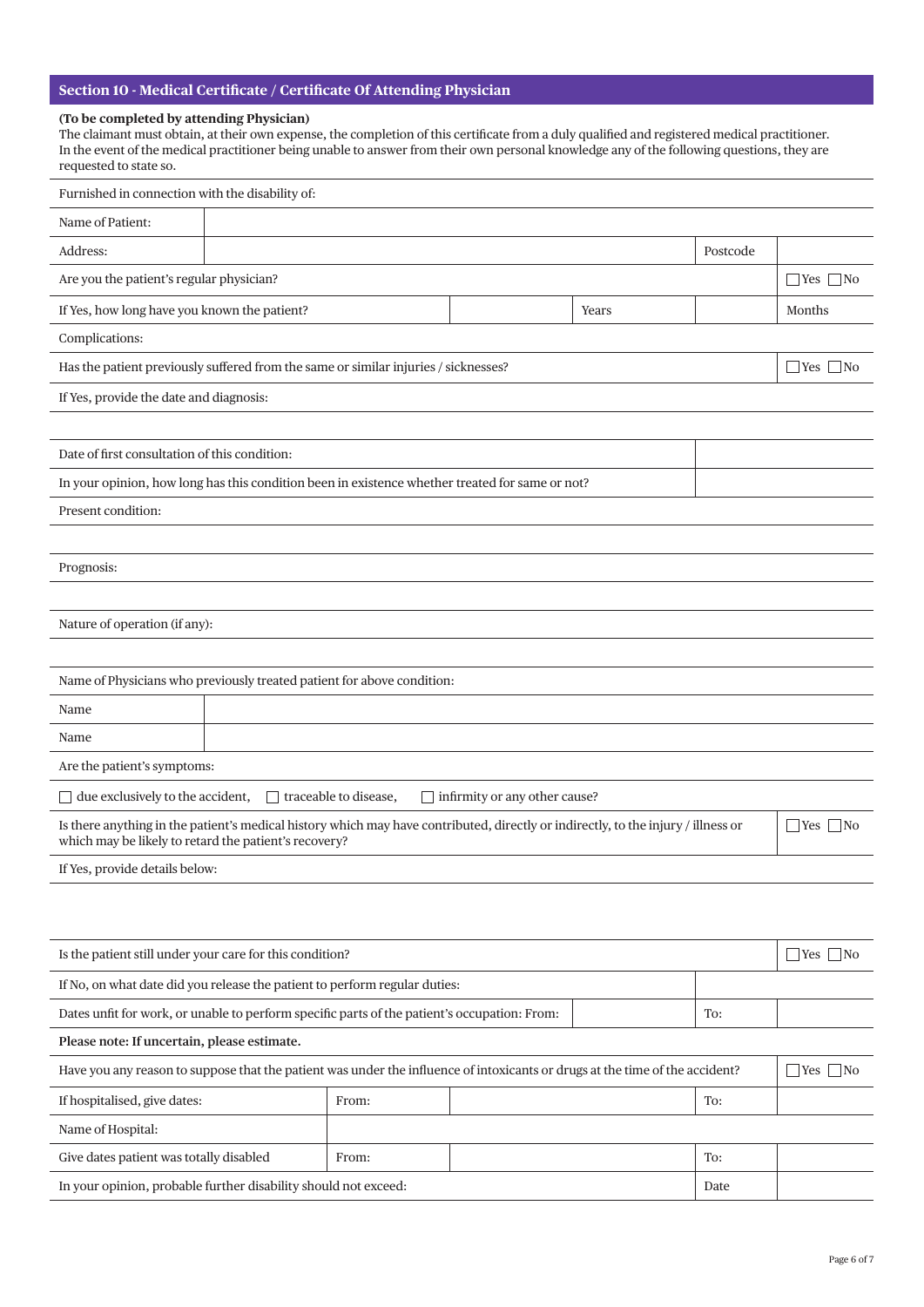## Section 10 - Medical Certificate / Certificate Of Attending Physician

**(To be completed by attending Physician)**
The claimant must obtain, at their own expense, the completion of this certificate from a duly qualified and registered medical practitioner. In the event of the medical practitioner being unable to answer from their own personal knowledge any of the following questions, they are requested to state so.

Furnished in connection with the disability of:

| | | | | | |
|---|---|---|---|---|---|
| Name of Patient: | | | | | |
| Address: | | | | Postcode | |
| Are you the patient's regular physician? | | | | | ☐Yes ☐No |
| If Yes, how long have you known the patient? | | | Years | | Months |

Complications:

| | |
|---|---|
| Has the patient previously suffered from the same or similar injuries / sicknesses? | ☐Yes ☐No |

If Yes, provide the date and diagnosis:

| | |
|---|---|
| Date of first consultation of this condition: | |
| In your opinion, how long has this condition been in existence whether treated for same or not? | |

Present condition:

Prognosis:

Nature of operation (if any):

Name of Physicians who previously treated patient for above condition:

| | |
|---|---|
| Name | |
| Name | |

Are the patient's symptoms:

☐ due exclusively to the accident, ☐ traceable to disease, ☐ infirmity or any other cause?

| | |
|---|---|
| Is there anything in the patient's medical history which may have contributed, directly or indirectly, to the injury / illness or which may be likely to retard the patient's recovery? | ☐Yes ☐No |

If Yes, provide details below:

| | | | | | |
|---|---|---|---|---|---|
| Is the patient still under your care for this condition? | | | | | ☐Yes ☐No |
| If No, on what date did you release the patient to perform regular duties: | | | | | |
| Dates unfit for work, or unable to perform specific parts of the patient's occupation: From: | | | | To: | |

**Please note: If uncertain, please estimate.**

| | | | | | |
|---|---|---|---|---|---|
| Have you any reason to suppose that the patient was under the influence of intoxicants or drugs at the time of the accident? | | | | | ☐Yes ☐No |
| If hospitalised, give dates: | From: | | | To: | |
| Name of Hospital: | | | | | |
| Give dates patient was totally disabled | From: | | | To: | |
| In your opinion, probable further disability should not exceed: | | | | Date | |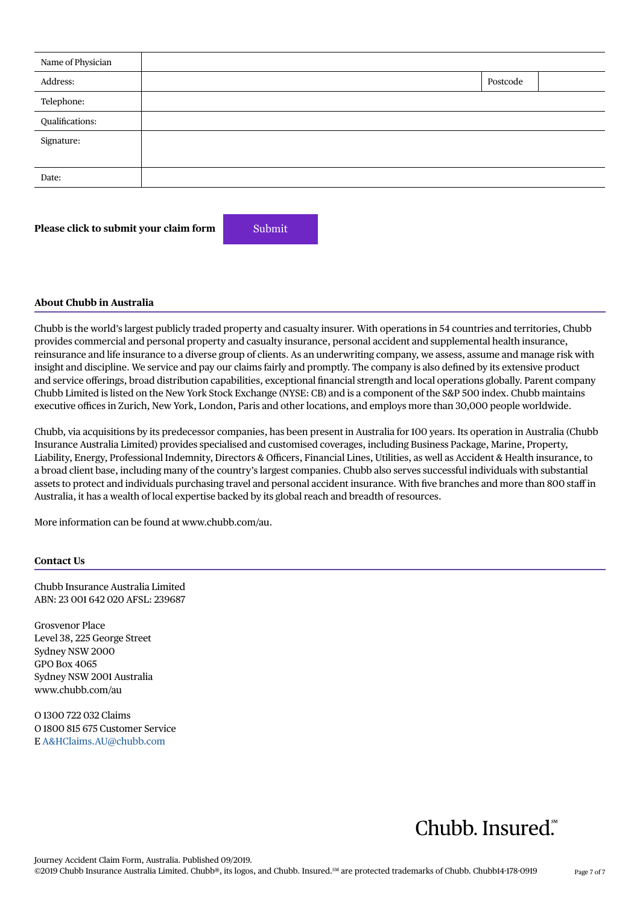| | | | |
|---|---|---|---|
| Name of Physician | | | |
| Address: | | Postcode | |
| Telephone: | | | |
| Qualifications: | | | |
| Signature: | | | |
| Date: | | | |

**Please click to submit your claim form** Submit

## About Chubb in Australia

Chubb is the world's largest publicly traded property and casualty insurer. With operations in 54 countries and territories, Chubb provides commercial and personal property and casualty insurance, personal accident and supplemental health insurance, reinsurance and life insurance to a diverse group of clients. As an underwriting company, we assess, assume and manage risk with insight and discipline. We service and pay our claims fairly and promptly. The company is also defined by its extensive product and service offerings, broad distribution capabilities, exceptional financial strength and local operations globally. Parent company Chubb Limited is listed on the New York Stock Exchange (NYSE: CB) and is a component of the S&P 500 index. Chubb maintains executive offices in Zurich, New York, London, Paris and other locations, and employs more than 30,000 people worldwide.

Chubb, via acquisitions by its predecessor companies, has been present in Australia for 100 years. Its operation in Australia (Chubb Insurance Australia Limited) provides specialised and customised coverages, including Business Package, Marine, Property, Liability, Energy, Professional Indemnity, Directors & Officers, Financial Lines, Utilities, as well as Accident & Health insurance, to a broad client base, including many of the country's largest companies. Chubb also serves successful individuals with substantial assets to protect and individuals purchasing travel and personal accident insurance. With five branches and more than 800 staff in Australia, it has a wealth of local expertise backed by its global reach and breadth of resources.

More information can be found at www.chubb.com/au.

## Contact Us

Chubb Insurance Australia Limited
ABN: 23 001 642 020 AFSL: 239687

Grosvenor Place
Level 38, 225 George Street
Sydney NSW 2000
GPO Box 4065
Sydney NSW 2001 Australia
www.chubb.com/au

O 1300 722 032 Claims
O 1800 815 675 Customer Service
E A&HClaims.AU@chubb.com

Chubb. Insured.℠

Journey Accident Claim Form, Australia. Published 09/2019.
©2019 Chubb Insurance Australia Limited. Chubb®, its logos, and Chubb. Insured.℠ are protected trademarks of Chubb. Chubb14-178-0919